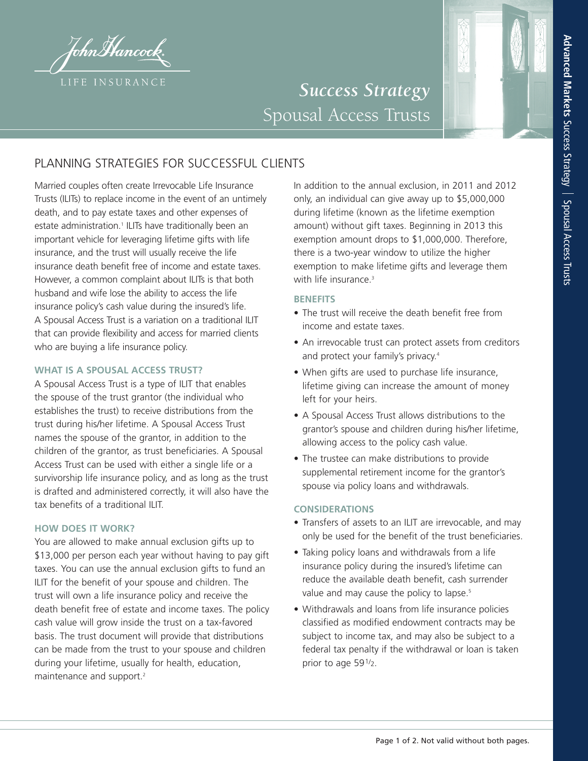John Hancock

LIFE INSURANCE

# *Success Strategy* Spousal Access Trusts

## PLANNING STRATEGIES FOR SUCCESSFUL CLIENTS

Married couples often create Irrevocable Life Insurance Trusts (ILITs) to replace income in the event of an untimely death, and to pay estate taxes and other expenses of estate administration.[1] ILITs have traditionally been an important vehicle for leveraging lifetime gifts with life insurance, and the trust will usually receive the life insurance death benefit free of income and estate taxes. However, a common complaint about ILITs is that both husband and wife lose the ability to access the life insurance policy's cash value during the insured's life. A Spousal Access Trust is a variation on a traditional ILIT that can provide flexibility and access for married clients who are buying a life insurance policy.

### WHAT IS A SPOUSAL ACCESS TRUST?

A Spousal Access Trust is a type of ILIT that enables the spouse of the trust grantor (the individual who establishes the trust) to receive distributions from the trust during his/her lifetime. A Spousal Access Trust names the spouse of the grantor, in addition to the children of the grantor, as trust beneficiaries. A Spousal Access Trust can be used with either a single life or a survivorship life insurance policy, and as long as the trust is drafted and administered correctly, it will also have the tax benefits of a traditional ILIT.

### HOW DOES IT WORK?

You are allowed to make annual exclusion gifts up to $13,000 per person each year without having to pay gift taxes. You can use the annual exclusion gifts to fund an ILIT for the benefit of your spouse and children. The trust will own a life insurance policy and receive the death benefit free of estate and income taxes. The policy cash value will grow inside the trust on a tax-favored basis. The trust document will provide that distributions can be made from the trust to your spouse and children during your lifetime, usually for health, education, maintenance and support.[2]

In addition to the annual exclusion, in 2011 and 2012 only, an individual can give away up to $5,000,000 during lifetime (known as the lifetime exemption amount) without gift taxes. Beginning in 2013 this exemption amount drops to $1,000,000. Therefore, there is a two-year window to utilize the higher exemption to make lifetime gifts and leverage them with life insurance.[3]

### BENEFITS

- The trust will receive the death benefit free from income and estate taxes.
- An irrevocable trust can protect assets from creditors and protect your family's privacy.[4]
- When gifts are used to purchase life insurance, lifetime giving can increase the amount of money left for your heirs.
- A Spousal Access Trust allows distributions to the grantor's spouse and children during his/her lifetime, allowing access to the policy cash value.
- The trustee can make distributions to provide supplemental retirement income for the grantor's spouse via policy loans and withdrawals.

### CONSIDERATIONS

- Transfers of assets to an ILIT are irrevocable, and may only be used for the benefit of the trust beneficiaries.
- Taking policy loans and withdrawals from a life insurance policy during the insured's lifetime can reduce the available death benefit, cash surrender value and may cause the policy to lapse.[5]
- Withdrawals and loans from life insurance policies classified as modified endowment contracts may be subject to income tax, and may also be subject to a federal tax penalty if the withdrawal or loan is taken prior to age 59½.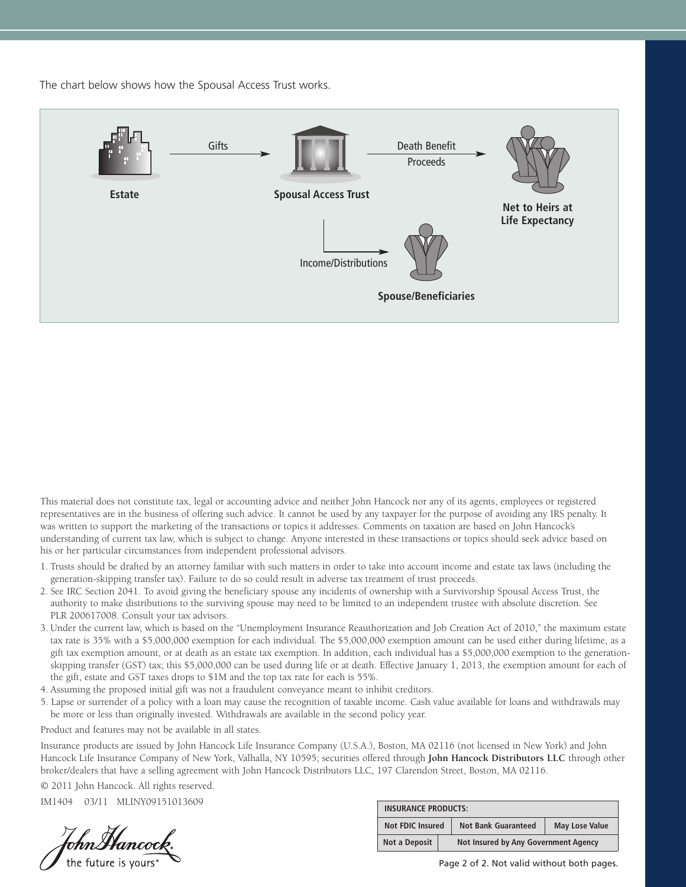The chart below shows how the Spousal Access Trust works.

Estate

Gifts

Spousal Access Trust

Death Benefit Proceeds

Net to Heirs at Life Expectancy

Income/Distributions

Spouse/Beneficiaries

This material does not constitute tax, legal or accounting advice and neither John Hancock nor any of its agents, employees or registered representatives are in the business of offering such advice. It cannot be used by any taxpayer for the purpose of avoiding any IRS penalty. It was written to support the marketing of the transactions or topics it addresses. Comments on taxation are based on John Hancock's understanding of current tax law, which is subject to change. Anyone interested in these transactions or topics should seek advice based on his or her particular circumstances from independent professional advisors.

1. Trusts should be drafted by an attorney familiar with such matters in order to take into account income and estate tax laws (including the generation-skipping transfer tax). Failure to do so could result in adverse tax treatment of trust proceeds.
2. See IRC Section 2041. To avoid giving the beneficiary spouse any incidents of ownership with a Survivorship Spousal Access Trust, the authority to make distributions to the surviving spouse may need to be limited to an independent trustee with absolute discretion. See PLR 200617008. Consult your tax advisors.
3. Under the current law, which is based on the "Unemployment Insurance Reauthorization and Job Creation Act of 2010," the maximum estate tax rate is 35% with a $5,000,000 exemption for each individual. The $5,000,000 exemption amount can be used either during lifetime, as a gift tax exemption amount, or at death as an estate tax exemption. In addition, each individual has a $5,000,000 exemption to the generation-skipping transfer (GST) tax; this $5,000,000 can be used during life or at death. Effective January 1, 2013, the exemption amount for each of the gift, estate and GST taxes drops to $1M and the top tax rate for each is 55%.
4. Assuming the proposed initial gift was not a fraudulent conveyance meant to inhibit creditors.
5. Lapse or surrender of a policy with a loan may cause the recognition of taxable income. Cash value available for loans and withdrawals may be more or less than originally invested. Withdrawals are available in the second policy year.

Product and features may not be available in all states.

Insurance products are issued by John Hancock Life Insurance Company (U.S.A.), Boston, MA 02116 (not licensed in New York) and John Hancock Life Insurance Company of New York, Valhalla, NY 10595; securities offered through **John Hancock Distributors LLC** through other broker/dealers that have a selling agreement with John Hancock Distributors LLC, 197 Clarendon Street, Boston, MA 02116.

© 2011 John Hancock. All rights reserved.

IM1404 03/11 MLINY09151013609

John Hancock
the future is yours®

| INSURANCE PRODUCTS: | | |
|---|---|---|
| Not FDIC Insured | Not Bank Guaranteed | May Lose Value |
| Not a Deposit | Not Insured by Any Government Agency | |

Not valid without both pages.